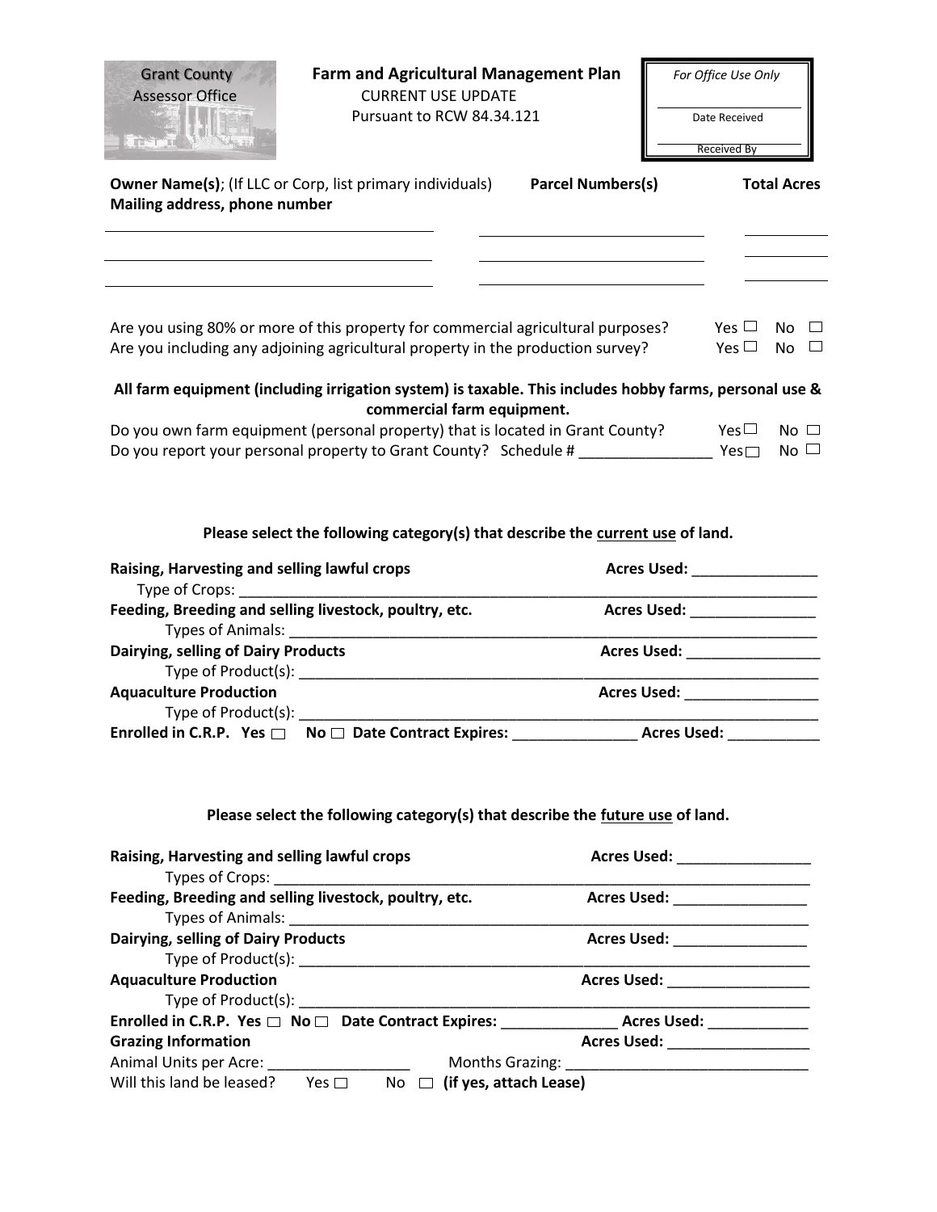Grant County
Assessor Office

# Farm and Agricultural Management Plan

CURRENT USE UPDATE
Pursuant to RCW 84.34.121

| *For Office Use Only* |
|---|
| ____________ Date Received |
| ____________ Received By |

| **Owner Name(s)**; (If LLC or Corp, list primary individuals) **Mailing address, phone number** | **Parcel Numbers(s)** | **Total Acres** |
|---|---|---|
| ______________________ | ______________________ | __________ |
| ______________________ | ______________________ | __________ |
| ______________________ | ______________________ | __________ |

Are you using 80% or more of this property for commercial agricultural purposes? Yes ☐ No ☐
Are you including any adjoining agricultural property in the production survey? Yes ☐ No ☐

**All farm equipment (including irrigation system) is taxable. This includes hobby farms, personal use & commercial farm equipment.**

Do you own farm equipment (personal property) that is located in Grant County? Yes ☐ No ☐
Do you report your personal property to Grant County? Schedule # ________________ Yes ☐ No ☐

**Please select the following category(s) that describe the current use of land.**

**Raising, Harvesting and selling lawful crops** **Acres Used:** _______________
Type of Crops: ______________________________________________
**Feeding, Breeding and selling livestock, poultry, etc.** **Acres Used:** _______________
Types of Animals: ______________________________________________
**Dairying, selling of Dairy Products** **Acres Used:** ________________
Type of Product(s): ______________________________________________
**Aquaculture Production** **Acres Used:** ________________
Type of Product(s): ______________________________________________
**Enrolled in C.R.P. Yes ☐ No ☐ Date Contract Expires:** _______________ **Acres Used:** ___________

**Please select the following category(s) that describe the future use of land.**

**Raising, Harvesting and selling lawful crops** **Acres Used:** ________________
Types of Crops: ______________________________________________
**Feeding, Breeding and selling livestock, poultry, etc.** **Acres Used:** ________________
Types of Animals: ______________________________________________
**Dairying, selling of Dairy Products** **Acres Used:** ________________
Type of Product(s): ______________________________________________
**Aquaculture Production** **Acres Used:** _________________
Type of Product(s): ______________________________________________
**Enrolled in C.R.P. Yes ☐ No ☐ Date Contract Expires:** ______________ **Acres Used:** ____________
**Grazing Information** **Acres Used:** _________________
Animal Units per Acre: _________________ Months Grazing: _____________________________
Will this land be leased? Yes ☐ No ☐ **(if yes, attach Lease)**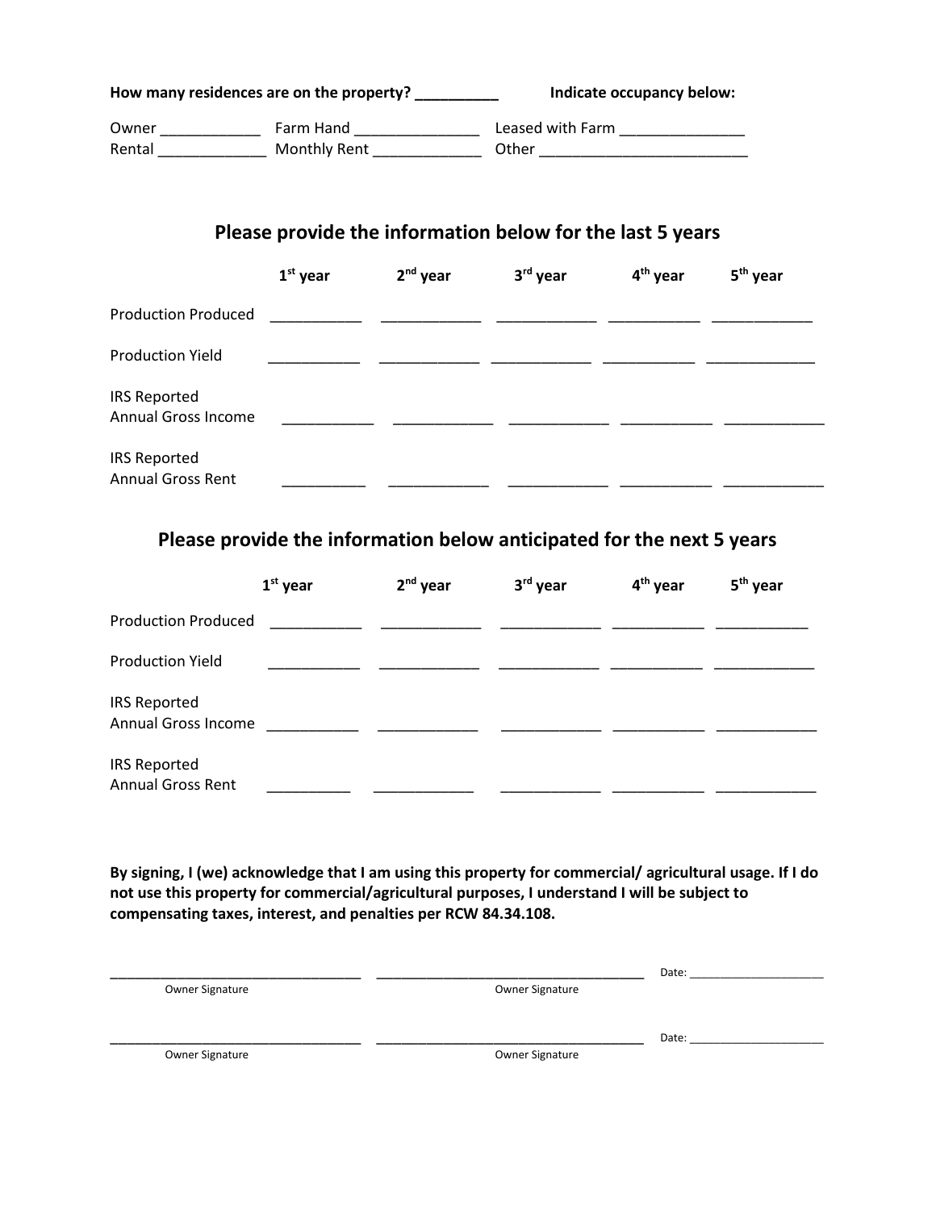**How many residences are on the property? __________** **Indicate occupancy below:**

Owner ____________ Farm Hand _______________ Leased with Farm _______________

Rental _____________ Monthly Rent _____________ Other _________________________

## Please provide the information below for the last 5 years

| | 1st year | 2nd year | 3rd year | 4th year | 5th year |
|---|---|---|---|---|---|
| Production Produced | ___________ | ____________ | ____________ | ___________ | ____________ |
| Production Yield | ___________ | ____________ | ____________ | ___________ | _____________ |
| IRS Reported Annual Gross Income | ___________ | ____________ | ____________ | ___________ | ____________ |
| IRS Reported Annual Gross Rent | __________ | ____________ | ____________ | ___________ | ____________ |

## Please provide the information below anticipated for the next 5 years

| | 1st year | 2nd year | 3rd year | 4th year | 5th year |
|---|---|---|---|---|---|
| Production Produced | ___________ | ____________ | ____________ | ___________ | ___________ |
| Production Yield | ___________ | ____________ | ____________ | ___________ | ____________ |
| IRS Reported Annual Gross Income | ___________ | ____________ | ____________ | ___________ | ____________ |
| IRS Reported Annual Gross Rent | __________ | ____________ | ____________ | ___________ | ____________ |

**By signing, I (we) acknowledge that I am using this property for commercial/ agricultural usage. If I do not use this property for commercial/agricultural purposes, I understand I will be subject to compensating taxes, interest, and penalties per RCW 84.34.108.**

_________________________________ _________________________________ Date: _____________________

Owner Signature Owner Signature

_________________________________ _________________________________ Date: _____________________

Owner Signature Owner Signature